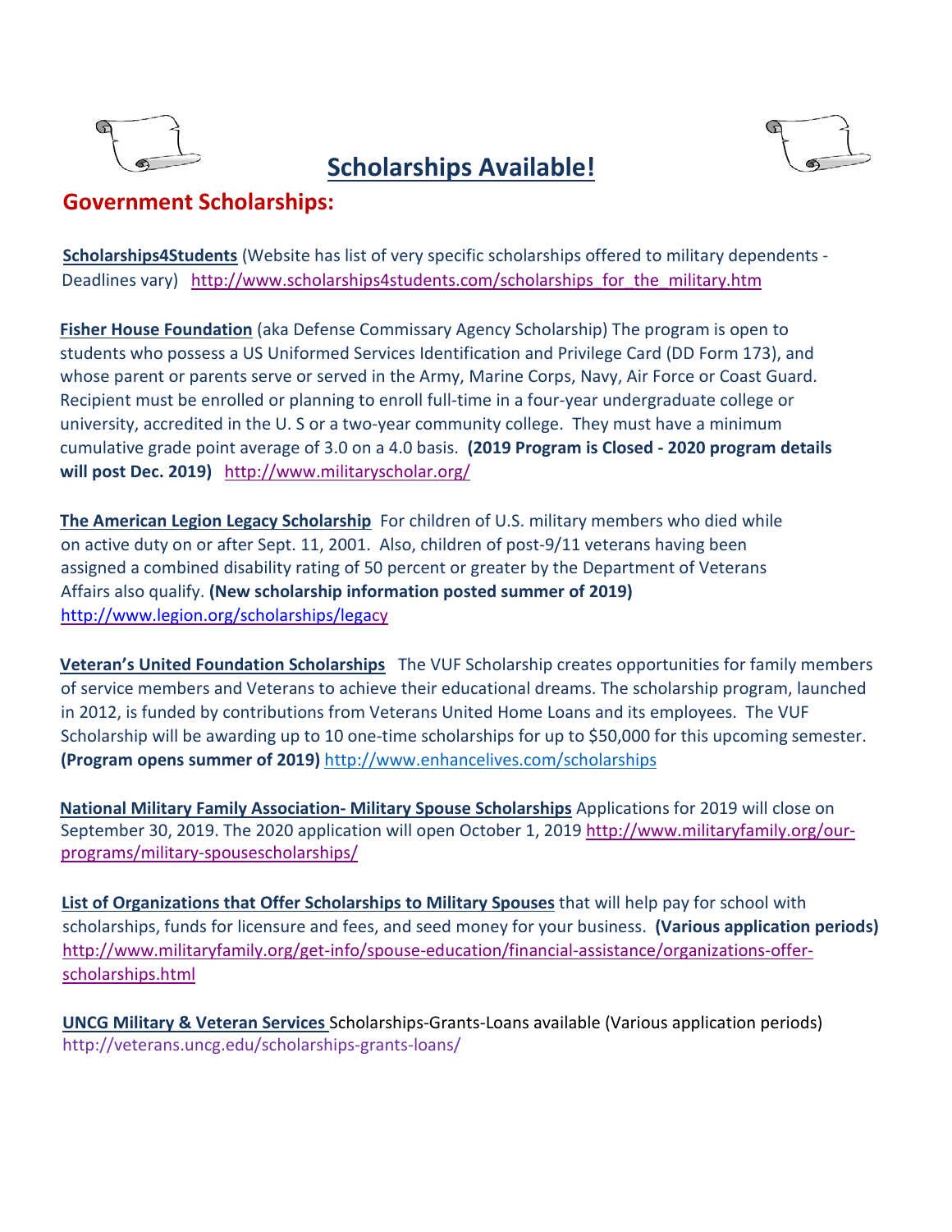# Scholarships Available!

## Government Scholarships:

**Scholarships4Students** (Website has list of very specific scholarships offered to military dependents - Deadlines vary) http://www.scholarships4students.com/scholarships_for_the_military.htm

**Fisher House Foundation** (aka Defense Commissary Agency Scholarship) The program is open to students who possess a US Uniformed Services Identification and Privilege Card (DD Form 173), and whose parent or parents serve or served in the Army, Marine Corps, Navy, Air Force or Coast Guard. Recipient must be enrolled or planning to enroll full-time in a four-year undergraduate college or university, accredited in the U. S or a two-year community college. They must have a minimum cumulative grade point average of 3.0 on a 4.0 basis. **(2019 Program is Closed - 2020 program details will post Dec. 2019)** http://www.militaryscholar.org/

**The American Legion Legacy Scholarship** For children of U.S. military members who died while on active duty on or after Sept. 11, 2001. Also, children of post-9/11 veterans having been assigned a combined disability rating of 50 percent or greater by the Department of Veterans Affairs also qualify. **(New scholarship information posted summer of 2019)** http://www.legion.org/scholarships/legacy

**Veteran's United Foundation Scholarships** The VUF Scholarship creates opportunities for family members of service members and Veterans to achieve their educational dreams. The scholarship program, launched in 2012, is funded by contributions from Veterans United Home Loans and its employees. The VUF Scholarship will be awarding up to 10 one-time scholarships for up to $50,000 for this upcoming semester. **(Program opens summer of 2019)** http://www.enhancelives.com/scholarships

**National Military Family Association- Military Spouse Scholarships** Applications for 2019 will close on September 30, 2019. The 2020 application will open October 1, 2019 http://www.militaryfamily.org/our-programs/military-spousescholarships/

**List of Organizations that Offer Scholarships to Military Spouses** that will help pay for school with scholarships, funds for licensure and fees, and seed money for your business. **(Various application periods)** http://www.militaryfamily.org/get-info/spouse-education/financial-assistance/organizations-offer-scholarships.html

**UNCG Military & Veteran Services** Scholarships-Grants-Loans available (Various application periods) http://veterans.uncg.edu/scholarships-grants-loans/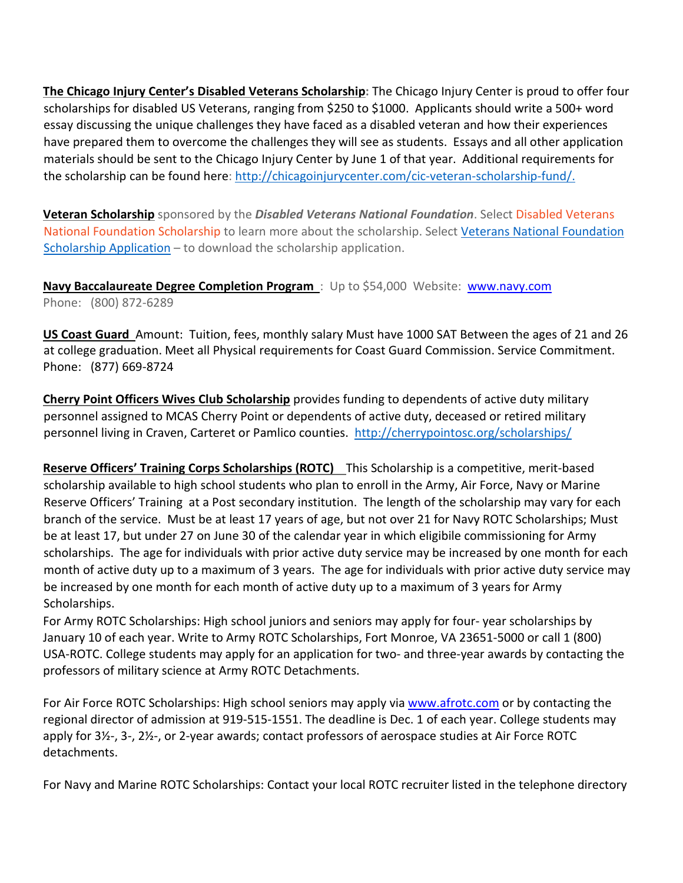**The Chicago Injury Center's Disabled Veterans Scholarship:** The Chicago Injury Center is proud to offer four scholarships for disabled US Veterans, ranging from $250 to $1000. Applicants should write a 500+ word essay discussing the unique challenges they have faced as a disabled veteran and how their experiences have prepared them to overcome the challenges they will see as students. Essays and all other application materials should be sent to the Chicago Injury Center by June 1 of that year. Additional requirements for the scholarship can be found here: [http://chicagoinjurycenter.com/cic-veteran-scholarship-fund/.](http://chicagoinjurycenter.com/cic-veteran-scholarship-fund/)

**Veteran Scholarship** sponsored by the ***Disabled Veterans National Foundation***. Select Disabled Veterans National Foundation Scholarship to learn more about the scholarship. Select Veterans National Foundation Scholarship Application – to download the scholarship application.

**Navy Baccalaureate Degree Completion Program** : Up to $54,000 Website: [www.navy.com](http://www.navy.com)
Phone: (800) 872-6289

**US Coast Guard** Amount: Tuition, fees, monthly salary Must have 1000 SAT Between the ages of 21 and 26 at college graduation. Meet all Physical requirements for Coast Guard Commission. Service Commitment.
Phone: (877) 669-8724

**Cherry Point Officers Wives Club Scholarship** provides funding to dependents of active duty military personnel assigned to MCAS Cherry Point or dependents of active duty, deceased or retired military personnel living in Craven, Carteret or Pamlico counties. [http://cherrypointosc.org/scholarships/](http://cherrypointosc.org/scholarships/)

**Reserve Officers' Training Corps Scholarships (ROTC)** This Scholarship is a competitive, merit-based scholarship available to high school students who plan to enroll in the Army, Air Force, Navy or Marine Reserve Officers' Training at a Post secondary institution. The length of the scholarship may vary for each branch of the service. Must be at least 17 years of age, but not over 21 for Navy ROTC Scholarships; Must be at least 17, but under 27 on June 30 of the calendar year in which eligibile commissioning for Army scholarships. The age for individuals with prior active duty service may be increased by one month for each month of active duty up to a maximum of 3 years. The age for individuals with prior active duty service may be increased by one month for each month of active duty up to a maximum of 3 years for Army Scholarships.

For Army ROTC Scholarships: High school juniors and seniors may apply for four- year scholarships by January 10 of each year. Write to Army ROTC Scholarships, Fort Monroe, VA 23651-5000 or call 1 (800) USA-ROTC. College students may apply for an application for two- and three-year awards by contacting the professors of military science at Army ROTC Detachments.

For Air Force ROTC Scholarships: High school seniors may apply via [www.afrotc.com](http://www.afrotc.com) or by contacting the regional director of admission at 919-515-1551. The deadline is Dec. 1 of each year. College students may apply for 3½-, 3-, 2½-, or 2-year awards; contact professors of aerospace studies at Air Force ROTC detachments.

For Navy and Marine ROTC Scholarships: Contact your local ROTC recruiter listed in the telephone directory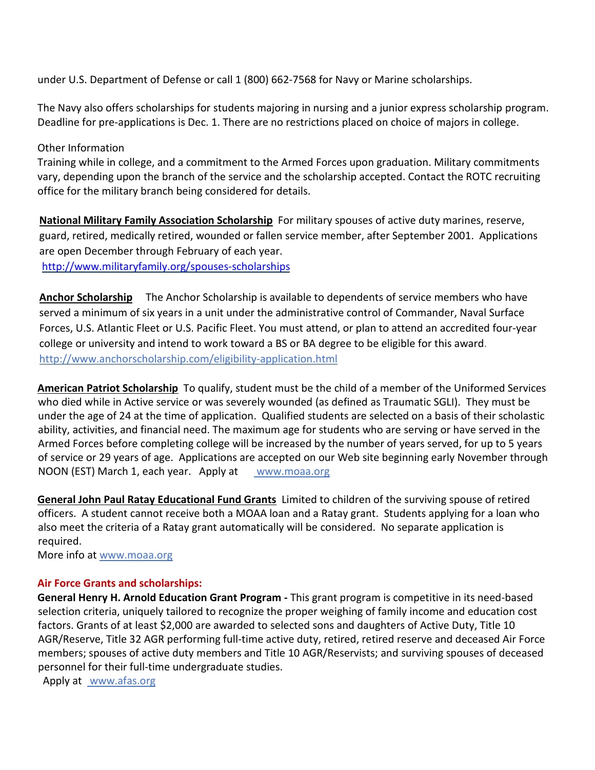under U.S. Department of Defense or call 1 (800) 662-7568 for Navy or Marine scholarships.

The Navy also offers scholarships for students majoring in nursing and a junior express scholarship program. Deadline for pre-applications is Dec. 1. There are no restrictions placed on choice of majors in college.

Other Information
Training while in college, and a commitment to the Armed Forces upon graduation. Military commitments vary, depending upon the branch of the service and the scholarship accepted. Contact the ROTC recruiting office for the military branch being considered for details.

**National Military Family Association Scholarship** For military spouses of active duty marines, reserve, guard, retired, medically retired, wounded or fallen service member, after September 2001. Applications are open December through February of each year.
http://www.militaryfamily.org/spouses-scholarships

**Anchor Scholarship** The Anchor Scholarship is available to dependents of service members who have served a minimum of six years in a unit under the administrative control of Commander, Naval Surface Forces, U.S. Atlantic Fleet or U.S. Pacific Fleet. You must attend, or plan to attend an accredited four-year college or university and intend to work toward a BS or BA degree to be eligible for this award.
http://www.anchorscholarship.com/eligibility-application.html

**American Patriot Scholarship** To qualify, student must be the child of a member of the Uniformed Services who died while in Active service or was severely wounded (as defined as Traumatic SGLI). They must be under the age of 24 at the time of application. Qualified students are selected on a basis of their scholastic ability, activities, and financial need. The maximum age for students who are serving or have served in the Armed Forces before completing college will be increased by the number of years served, for up to 5 years of service or 29 years of age. Applications are accepted on our Web site beginning early November through NOON (EST) March 1, each year. Apply at www.moaa.org

**General John Paul Ratay Educational Fund Grants** Limited to children of the surviving spouse of retired officers. A student cannot receive both a MOAA loan and a Ratay grant. Students applying for a loan who also meet the criteria of a Ratay grant automatically will be considered. No separate application is required.
More info at www.moaa.org

**Air Force Grants and scholarships:**

**General Henry H. Arnold Education Grant Program -** This grant program is competitive in its need-based selection criteria, uniquely tailored to recognize the proper weighing of family income and education cost factors. Grants of at least $2,000 are awarded to selected sons and daughters of Active Duty, Title 10 AGR/Reserve, Title 32 AGR performing full-time active duty, retired, retired reserve and deceased Air Force members; spouses of active duty members and Title 10 AGR/Reservists; and surviving spouses of deceased personnel for their full-time undergraduate studies.
Apply at www.afas.org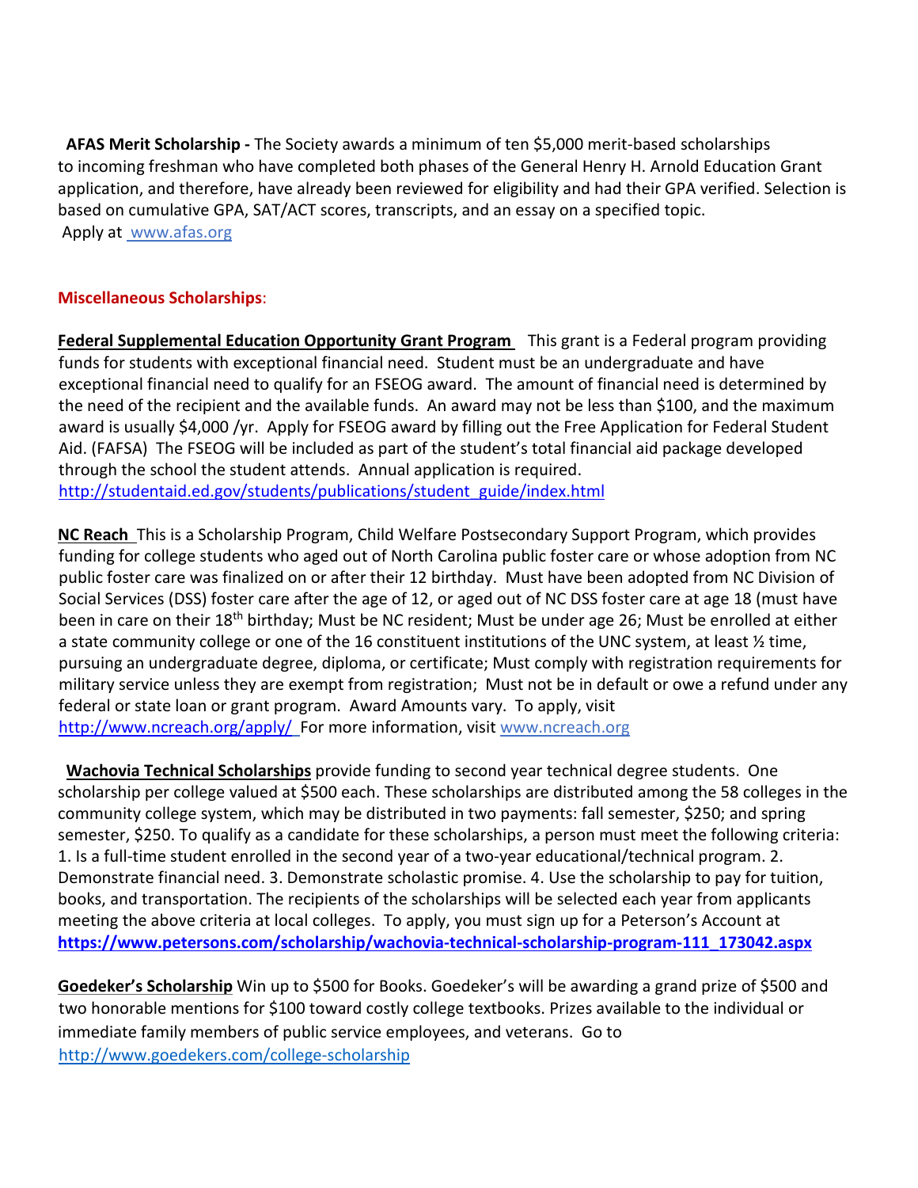**AFAS Merit Scholarship -** The Society awards a minimum of ten $5,000 merit-based scholarships to incoming freshman who have completed both phases of the General Henry H. Arnold Education Grant application, and therefore, have already been reviewed for eligibility and had their GPA verified. Selection is based on cumulative GPA, SAT/ACT scores, transcripts, and an essay on a specified topic.
Apply at [www.afas.org](http://www.afas.org)

## Miscellaneous Scholarships:

**Federal Supplemental Education Opportunity Grant Program** This grant is a Federal program providing funds for students with exceptional financial need. Student must be an undergraduate and have exceptional financial need to qualify for an FSEOG award. The amount of financial need is determined by the need of the recipient and the available funds. An award may not be less than $100, and the maximum award is usually $4,000 /yr. Apply for FSEOG award by filling out the Free Application for Federal Student Aid. (FAFSA) The FSEOG will be included as part of the student's total financial aid package developed through the school the student attends. Annual application is required.
[http://studentaid.ed.gov/students/publications/student_guide/index.html](http://studentaid.ed.gov/students/publications/student_guide/index.html)

**NC Reach** This is a Scholarship Program, Child Welfare Postsecondary Support Program, which provides funding for college students who aged out of North Carolina public foster care or whose adoption from NC public foster care was finalized on or after their 12 birthday. Must have been adopted from NC Division of Social Services (DSS) foster care after the age of 12, or aged out of NC DSS foster care at age 18 (must have been in care on their 18th birthday; Must be NC resident; Must be under age 26; Must be enrolled at either a state community college or one of the 16 constituent institutions of the UNC system, at least ½ time, pursuing an undergraduate degree, diploma, or certificate; Must comply with registration requirements for military service unless they are exempt from registration; Must not be in default or owe a refund under any federal or state loan or grant program. Award Amounts vary. To apply, visit [http://www.ncreach.org/apply/](http://www.ncreach.org/apply/) For more information, visit [www.ncreach.org](http://www.ncreach.org)

**Wachovia Technical Scholarships** provide funding to second year technical degree students. One scholarship per college valued at $500 each. These scholarships are distributed among the 58 colleges in the community college system, which may be distributed in two payments: fall semester, $250; and spring semester, $250. To qualify as a candidate for these scholarships, a person must meet the following criteria: 1. Is a full-time student enrolled in the second year of a two-year educational/technical program. 2. Demonstrate financial need. 3. Demonstrate scholastic promise. 4. Use the scholarship to pay for tuition, books, and transportation. The recipients of the scholarships will be selected each year from applicants meeting the above criteria at local colleges. To apply, you must sign up for a Peterson's Account at **[https://www.petersons.com/scholarship/wachovia-technical-scholarship-program-111_173042.aspx](https://www.petersons.com/scholarship/wachovia-technical-scholarship-program-111_173042.aspx)**

**Goedeker's Scholarship** Win up to $500 for Books. Goedeker's will be awarding a grand prize of $500 and two honorable mentions for $100 toward costly college textbooks. Prizes available to the individual or immediate family members of public service employees, and veterans. Go to [http://www.goedekers.com/college-scholarship](http://www.goedekers.com/college-scholarship)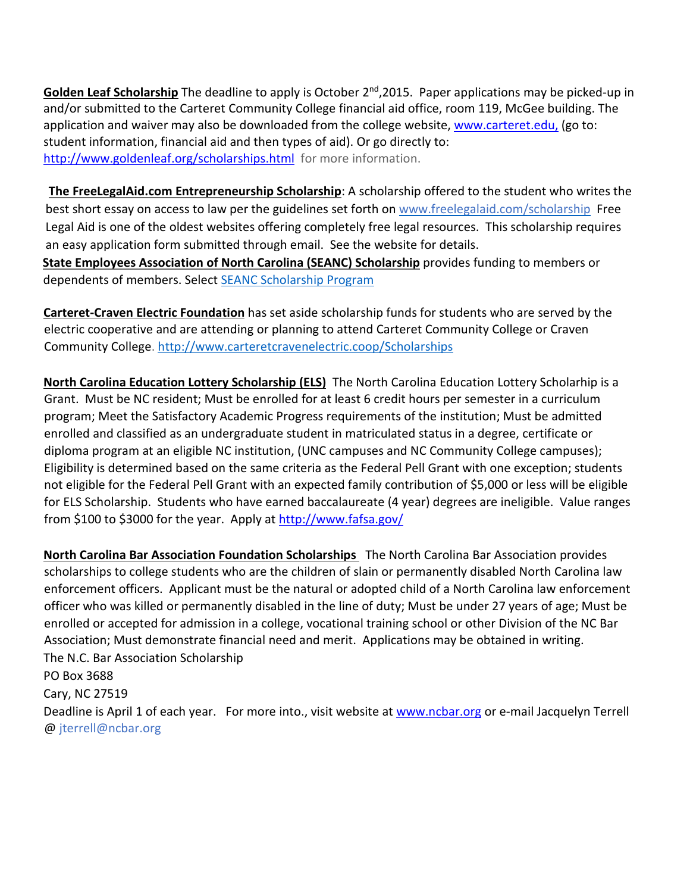**Golden Leaf Scholarship** The deadline to apply is October 2nd,2015. Paper applications may be picked-up in and/or submitted to the Carteret Community College financial aid office, room 119, McGee building. The application and waiver may also be downloaded from the college website, www.carteret.edu, (go to: student information, financial aid and then types of aid). Or go directly to: http://www.goldenleaf.org/scholarships.html for more information.

**The FreeLegalAid.com Entrepreneurship Scholarship**: A scholarship offered to the student who writes the best short essay on access to law per the guidelines set forth on www.freelegalaid.com/scholarship Free Legal Aid is one of the oldest websites offering completely free legal resources. This scholarship requires an easy application form submitted through email. See the website for details.

**State Employees Association of North Carolina (SEANC) Scholarship** provides funding to members or dependents of members. Select SEANC Scholarship Program

**Carteret-Craven Electric Foundation** has set aside scholarship funds for students who are served by the electric cooperative and are attending or planning to attend Carteret Community College or Craven Community College. http://www.carteretcravenelectric.coop/Scholarships

**North Carolina Education Lottery Scholarship (ELS)** The North Carolina Education Lottery Scholarhip is a Grant. Must be NC resident; Must be enrolled for at least 6 credit hours per semester in a curriculum program; Meet the Satisfactory Academic Progress requirements of the institution; Must be admitted enrolled and classified as an undergraduate student in matriculated status in a degree, certificate or diploma program at an eligible NC institution, (UNC campuses and NC Community College campuses); Eligibility is determined based on the same criteria as the Federal Pell Grant with one exception; students not eligible for the Federal Pell Grant with an expected family contribution of $5,000 or less will be eligible for ELS Scholarship. Students who have earned baccalaureate (4 year) degrees are ineligible. Value ranges from $100 to $3000 for the year. Apply at http://www.fafsa.gov/

**North Carolina Bar Association Foundation Scholarships** The North Carolina Bar Association provides scholarships to college students who are the children of slain or permanently disabled North Carolina law enforcement officers. Applicant must be the natural or adopted child of a North Carolina law enforcement officer who was killed or permanently disabled in the line of duty; Must be under 27 years of age; Must be enrolled or accepted for admission in a college, vocational training school or other Division of the NC Bar Association; Must demonstrate financial need and merit. Applications may be obtained in writing.

The N.C. Bar Association Scholarship
PO Box 3688
Cary, NC 27519

Deadline is April 1 of each year. For more into., visit website at www.ncbar.org or e-mail Jacquelyn Terrell @ jterrell@ncbar.org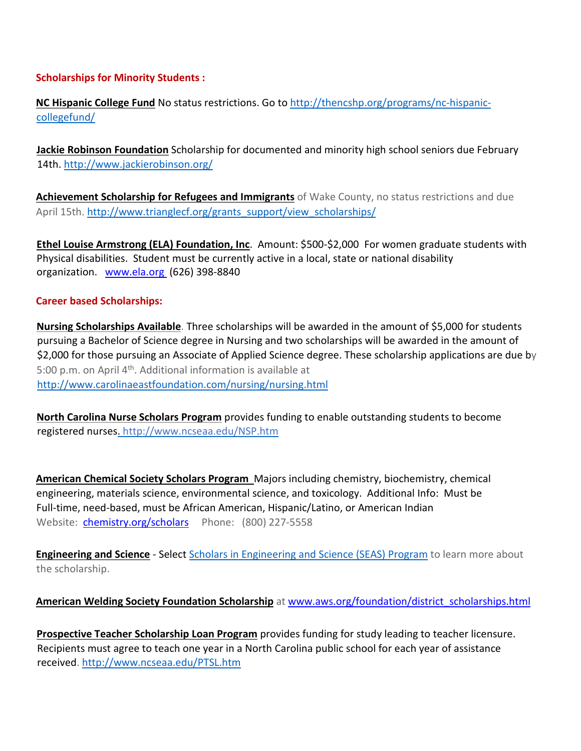## Scholarships for Minority Students :

**NC Hispanic College Fund** No status restrictions. Go to http://thencshp.org/programs/nc-hispanic-collegefund/

**Jackie Robinson Foundation** Scholarship for documented and minority high school seniors due February 14th. http://www.jackierobinson.org/

**Achievement Scholarship for Refugees and Immigrants** of Wake County, no status restrictions and due April 15th. http://www.trianglecf.org/grants_support/view_scholarships/

**Ethel Louise Armstrong (ELA) Foundation, Inc**. Amount: $500-$2,000 For women graduate students with Physical disabilities. Student must be currently active in a local, state or national disability organization. www.ela.org (626) 398-8840

## Career based Scholarships:

**Nursing Scholarships Available**. Three scholarships will be awarded in the amount of $5,000 for students pursuing a Bachelor of Science degree in Nursing and two scholarships will be awarded in the amount of $2,000 for those pursuing an Associate of Applied Science degree. These scholarship applications are due by 5:00 p.m. on April 4th. Additional information is available at http://www.carolinaeastfoundation.com/nursing/nursing.html

**North Carolina Nurse Scholars Program** provides funding to enable outstanding students to become registered nurses. http://www.ncseaa.edu/NSP.htm

**American Chemical Society Scholars Program** Majors including chemistry, biochemistry, chemical engineering, materials science, environmental science, and toxicology. Additional Info: Must be Full-time, need-based, must be African American, Hispanic/Latino, or American Indian
Website: chemistry.org/scholars Phone: (800) 227-5558

**Engineering and Science** - Select Scholars in Engineering and Science (SEAS) Program to learn more about the scholarship.

**American Welding Society Foundation Scholarship** at www.aws.org/foundation/district_scholarships.html

**Prospective Teacher Scholarship Loan Program** provides funding for study leading to teacher licensure. Recipients must agree to teach one year in a North Carolina public school for each year of assistance received. http://www.ncseaa.edu/PTSL.htm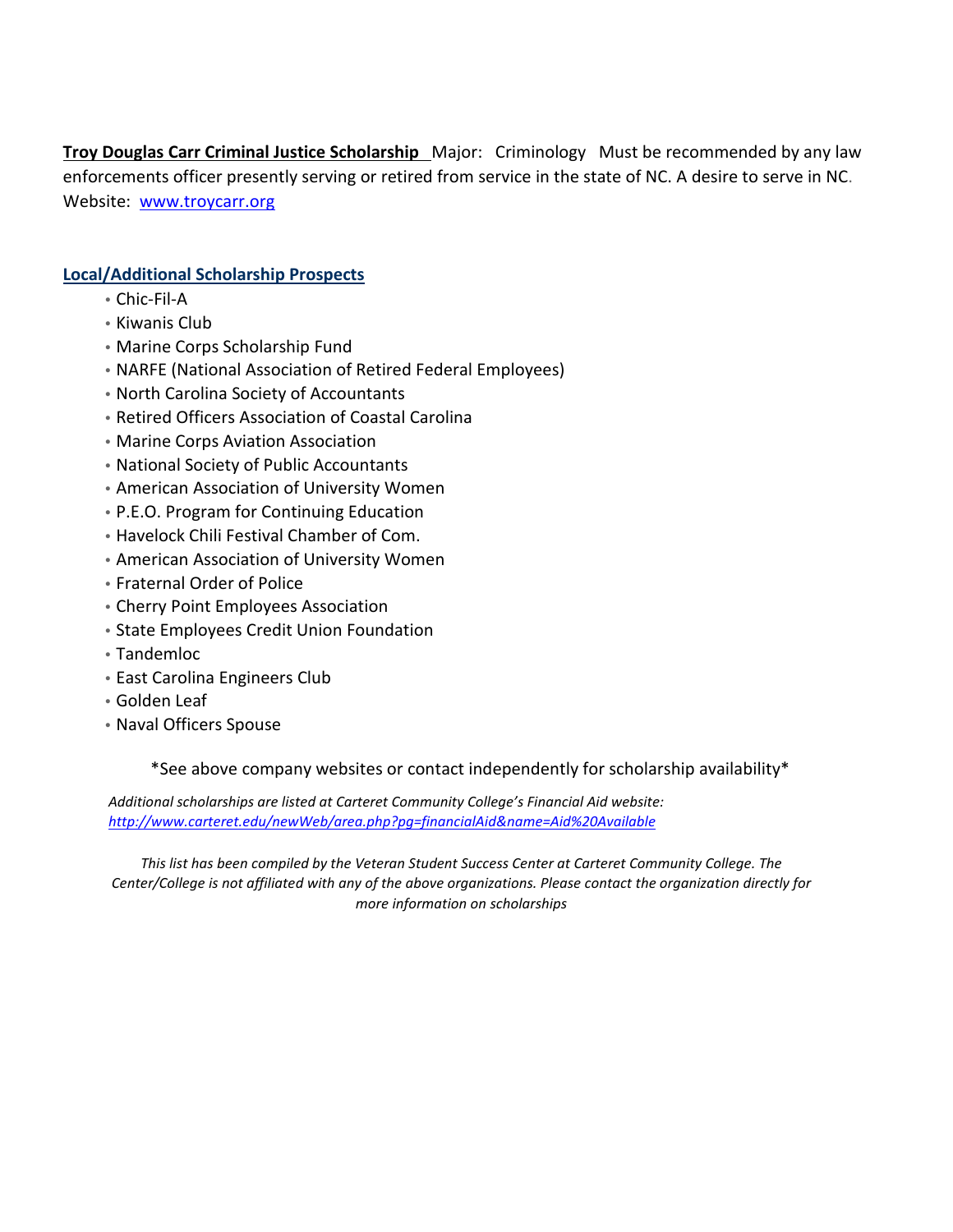**Troy Douglas Carr Criminal Justice Scholarship** Major: Criminology Must be recommended by any law enforcements officer presently serving or retired from service in the state of NC. A desire to serve in NC. Website: [www.troycarr.org](http://www.troycarr.org)

## Local/Additional Scholarship Prospects

- Chic-Fil-A
- Kiwanis Club
- Marine Corps Scholarship Fund
- NARFE (National Association of Retired Federal Employees)
- North Carolina Society of Accountants
- Retired Officers Association of Coastal Carolina
- Marine Corps Aviation Association
- National Society of Public Accountants
- American Association of University Women
- P.E.O. Program for Continuing Education
- Havelock Chili Festival Chamber of Com.
- American Association of University Women
- Fraternal Order of Police
- Cherry Point Employees Association
- State Employees Credit Union Foundation
- Tandemloc
- East Carolina Engineers Club
- Golden Leaf
- Naval Officers Spouse

*See above company websites or contact independently for scholarship availability*

*Additional scholarships are listed at Carteret Community College's Financial Aid website: [http://www.carteret.edu/newWeb/area.php?pg=financialAid&name=Aid%20Available](http://www.carteret.edu/newWeb/area.php?pg=financialAid&name=Aid%20Available)*

*This list has been compiled by the Veteran Student Success Center at Carteret Community College. The Center/College is not affiliated with any of the above organizations. Please contact the organization directly for more information on scholarships*